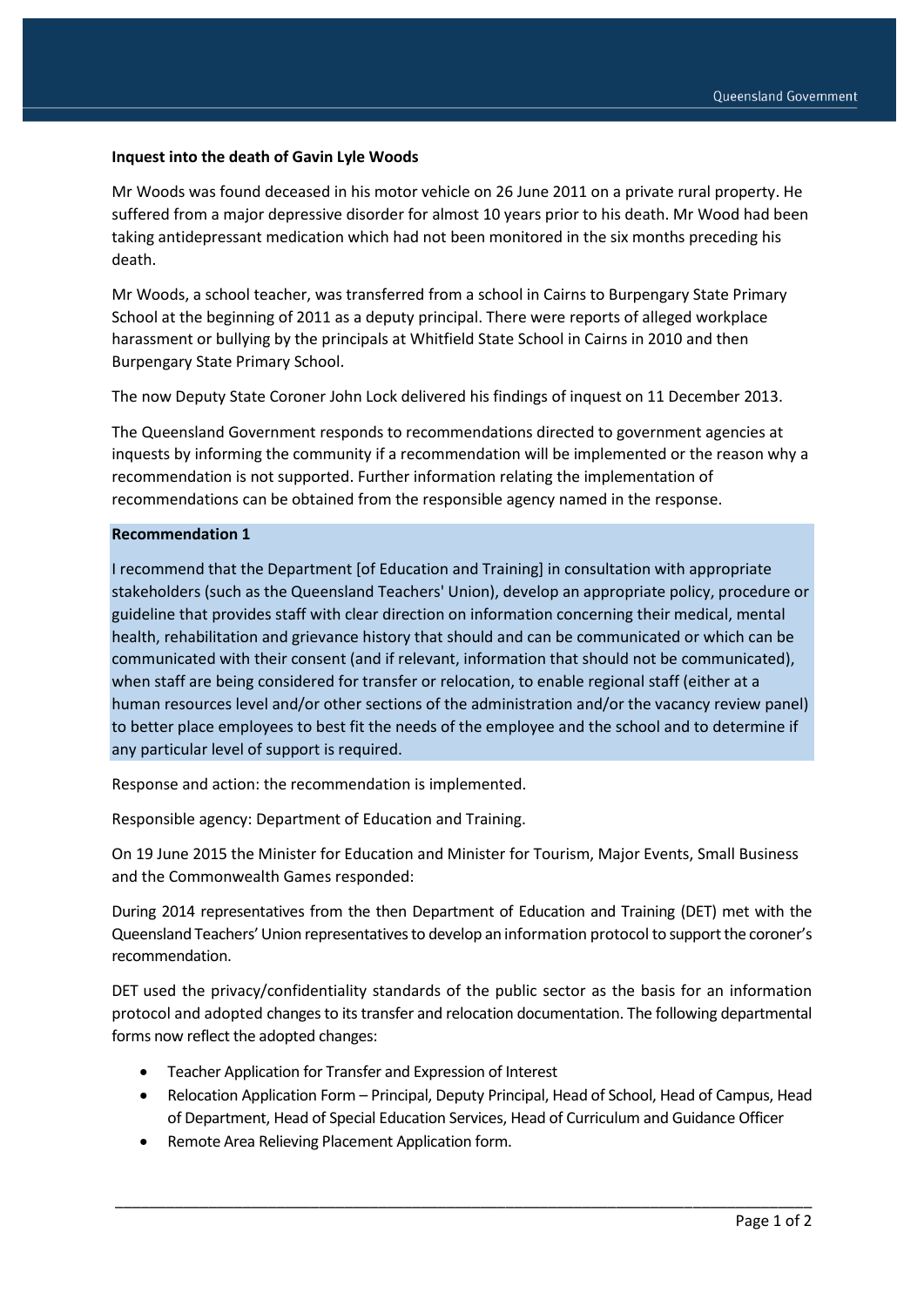**Inquest into the death of Gavin Lyle Woods**

Mr Woods was found deceased in his motor vehicle on 26 June 2011 on a private rural property. He suffered from a major depressive disorder for almost 10 years prior to his death. Mr Wood had been taking antidepressant medication which had not been monitored in the six months preceding his death.

Mr Woods, a school teacher, was transferred from a school in Cairns to Burpengary State Primary School at the beginning of 2011 as a deputy principal. There were reports of alleged workplace harassment or bullying by the principals at Whitfield State School in Cairns in 2010 and then Burpengary State Primary School.

The now Deputy State Coroner John Lock delivered his findings of inquest on 11 December 2013.

The Queensland Government responds to recommendations directed to government agencies at inquests by informing the community if a recommendation will be implemented or the reason why a recommendation is not supported. Further information relating the implementation of recommendations can be obtained from the responsible agency named in the response.

**Recommendation 1**

I recommend that the Department [of Education and Training] in consultation with appropriate stakeholders (such as the Queensland Teachers' Union), develop an appropriate policy, procedure or guideline that provides staff with clear direction on information concerning their medical, mental health, rehabilitation and grievance history that should and can be communicated or which can be communicated with their consent (and if relevant, information that should not be communicated), when staff are being considered for transfer or relocation, to enable regional staff (either at a human resources level and/or other sections of the administration and/or the vacancy review panel) to better place employees to best fit the needs of the employee and the school and to determine if any particular level of support is required.

Response and action: the recommendation is implemented.

Responsible agency: Department of Education and Training.

On 19 June 2015 the Minister for Education and Minister for Tourism, Major Events, Small Business and the Commonwealth Games responded:

During 2014 representatives from the then Department of Education and Training (DET) met with the Queensland Teachers' Union representatives to develop an information protocol to support the coroner's recommendation.

DET used the privacy/confidentiality standards of the public sector as the basis for an information protocol and adopted changes to its transfer and relocation documentation. The following departmental forms now reflect the adopted changes:

- Teacher Application for Transfer and Expression of Interest
- Relocation Application Form – Principal, Deputy Principal, Head of School, Head of Campus, Head of Department, Head of Special Education Services, Head of Curriculum and Guidance Officer
- Remote Area Relieving Placement Application form.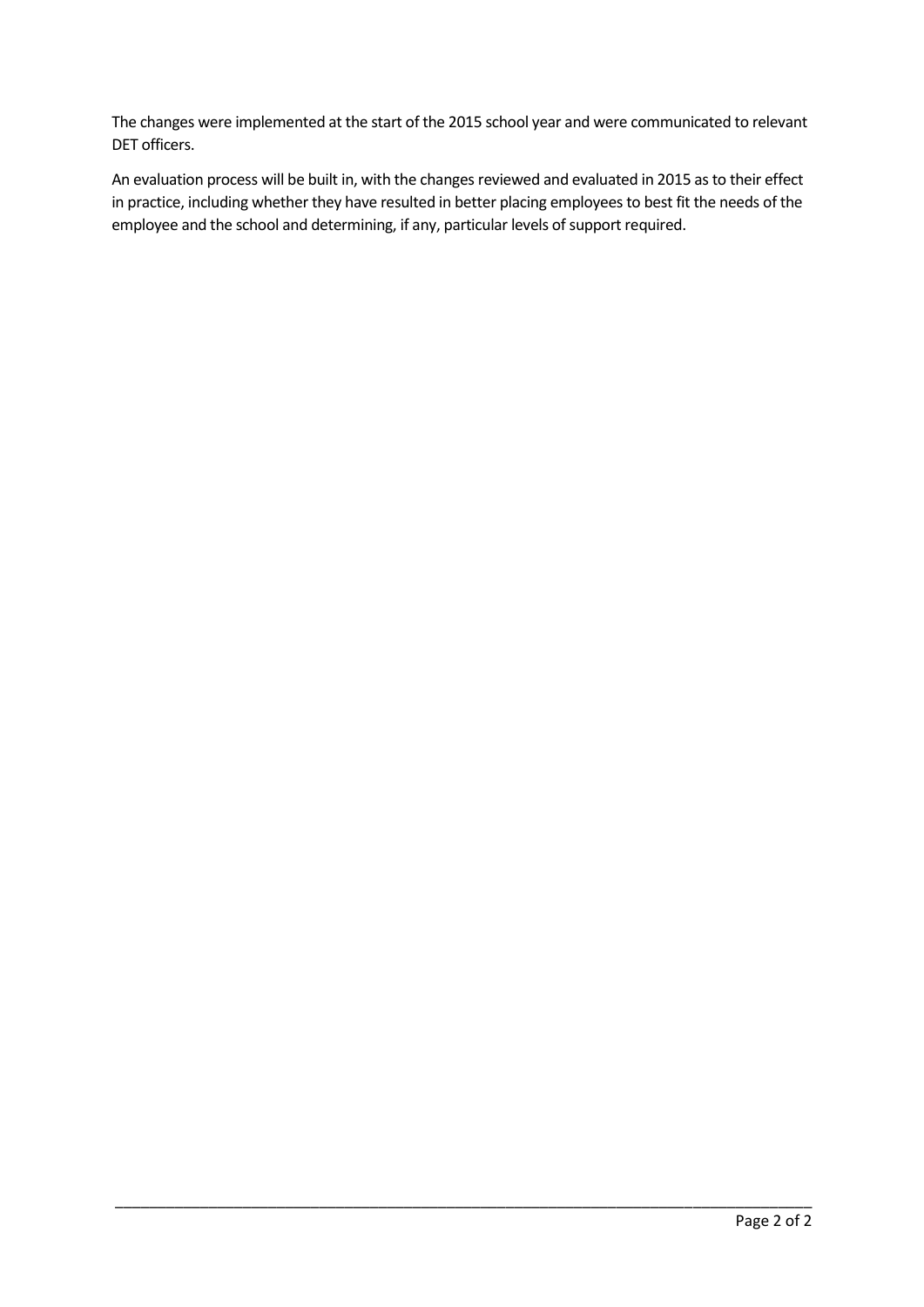The changes were implemented at the start of the 2015 school year and were communicated to relevant DET officers.

An evaluation process will be built in, with the changes reviewed and evaluated in 2015 as to their effect in practice, including whether they have resulted in better placing employees to best fit the needs of the employee and the school and determining, if any, particular levels of support required.